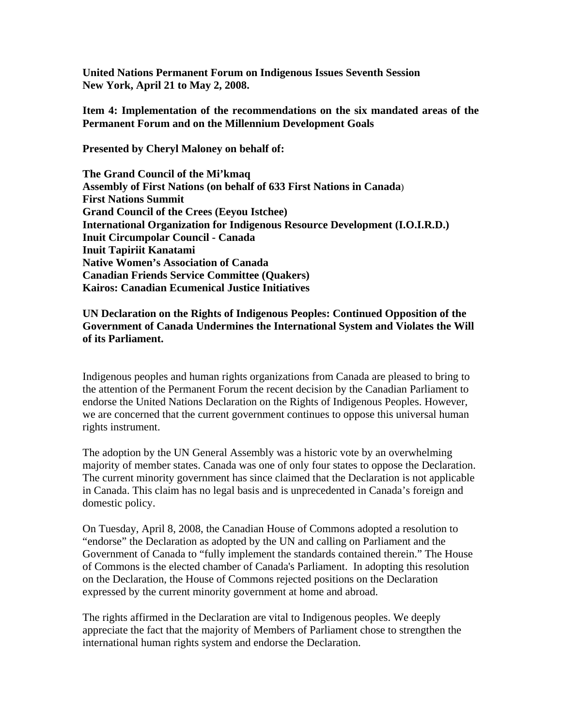**United Nations Permanent Forum on Indigenous Issues Seventh Session**
**New York, April 21 to May 2, 2008.**

**Item 4: Implementation of the recommendations on the six mandated areas of the Permanent Forum and on the Millennium Development Goals**

**Presented by Cheryl Maloney on behalf of:**

**The Grand Council of the Mi'kmaq**
**Assembly of First Nations (on behalf of 633 First Nations in Canada**)
**First Nations Summit**
**Grand Council of the Crees (Eeyou Istchee)**
**International Organization for Indigenous Resource Development (I.O.I.R.D.)**
**Inuit Circumpolar Council - Canada**
**Inuit Tapiriit Kanatami**
**Native Women's Association of Canada**
**Canadian Friends Service Committee (Quakers)**
**Kairos: Canadian Ecumenical Justice Initiatives**

**UN Declaration on the Rights of Indigenous Peoples: Continued Opposition of the Government of Canada Undermines the International System and Violates the Will of its Parliament.**

Indigenous peoples and human rights organizations from Canada are pleased to bring to the attention of the Permanent Forum the recent decision by the Canadian Parliament to endorse the United Nations Declaration on the Rights of Indigenous Peoples. However, we are concerned that the current government continues to oppose this universal human rights instrument.

The adoption by the UN General Assembly was a historic vote by an overwhelming majority of member states. Canada was one of only four states to oppose the Declaration. The current minority government has since claimed that the Declaration is not applicable in Canada. This claim has no legal basis and is unprecedented in Canada's foreign and domestic policy.

On Tuesday, April 8, 2008, the Canadian House of Commons adopted a resolution to "endorse" the Declaration as adopted by the UN and calling on Parliament and the Government of Canada to "fully implement the standards contained therein." The House of Commons is the elected chamber of Canada's Parliament. In adopting this resolution on the Declaration, the House of Commons rejected positions on the Declaration expressed by the current minority government at home and abroad.

The rights affirmed in the Declaration are vital to Indigenous peoples. We deeply appreciate the fact that the majority of Members of Parliament chose to strengthen the international human rights system and endorse the Declaration.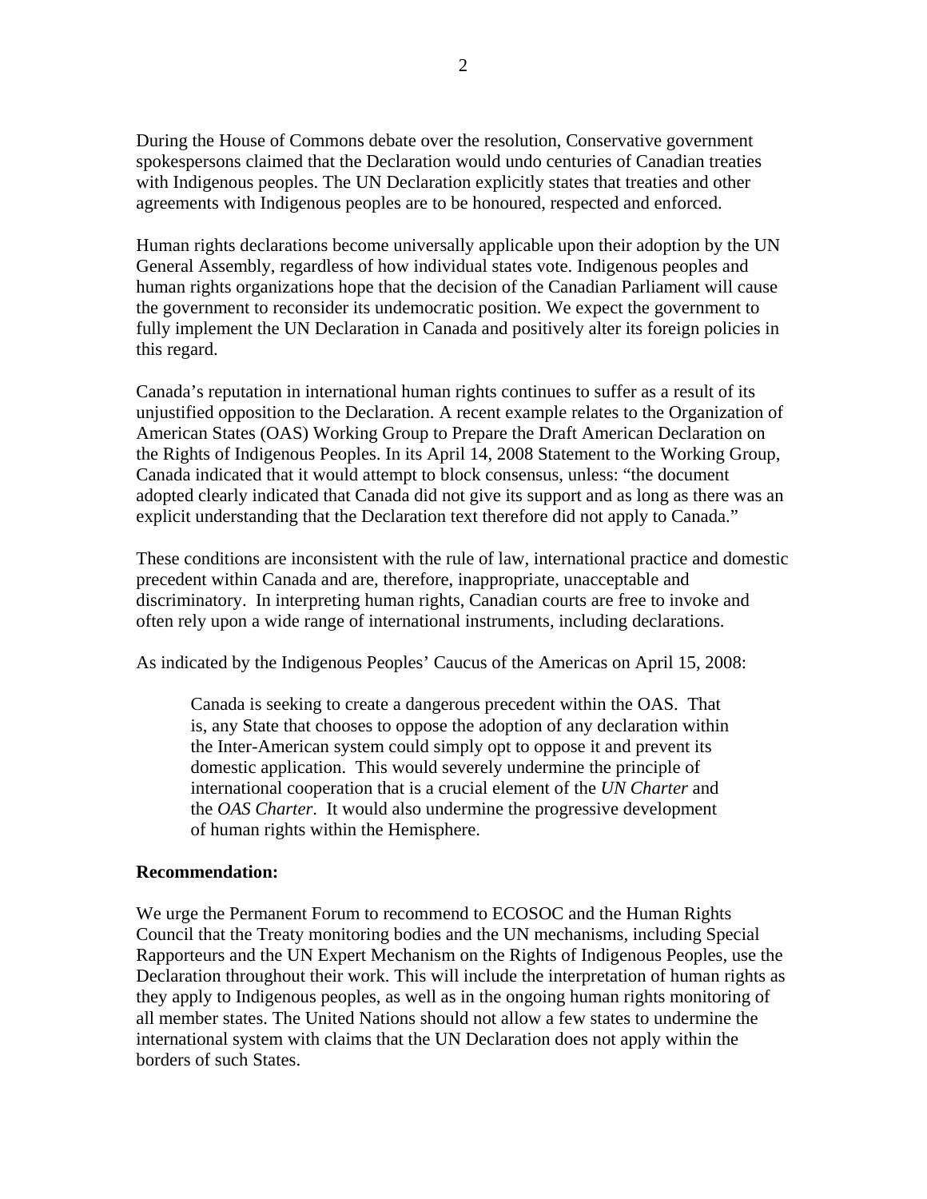During the House of Commons debate over the resolution, Conservative government spokespersons claimed that the Declaration would undo centuries of Canadian treaties with Indigenous peoples. The UN Declaration explicitly states that treaties and other agreements with Indigenous peoples are to be honoured, respected and enforced.

Human rights declarations become universally applicable upon their adoption by the UN General Assembly, regardless of how individual states vote. Indigenous peoples and human rights organizations hope that the decision of the Canadian Parliament will cause the government to reconsider its undemocratic position. We expect the government to fully implement the UN Declaration in Canada and positively alter its foreign policies in this regard.

Canada's reputation in international human rights continues to suffer as a result of its unjustified opposition to the Declaration. A recent example relates to the Organization of American States (OAS) Working Group to Prepare the Draft American Declaration on the Rights of Indigenous Peoples. In its April 14, 2008 Statement to the Working Group, Canada indicated that it would attempt to block consensus, unless: "the document adopted clearly indicated that Canada did not give its support and as long as there was an explicit understanding that the Declaration text therefore did not apply to Canada."

These conditions are inconsistent with the rule of law, international practice and domestic precedent within Canada and are, therefore, inappropriate, unacceptable and discriminatory. In interpreting human rights, Canadian courts are free to invoke and often rely upon a wide range of international instruments, including declarations.

As indicated by the Indigenous Peoples' Caucus of the Americas on April 15, 2008:

> Canada is seeking to create a dangerous precedent within the OAS. That is, any State that chooses to oppose the adoption of any declaration within the Inter-American system could simply opt to oppose it and prevent its domestic application. This would severely undermine the principle of international cooperation that is a crucial element of the *UN Charter* and the *OAS Charter*. It would also undermine the progressive development of human rights within the Hemisphere.

**Recommendation:**

We urge the Permanent Forum to recommend to ECOSOC and the Human Rights Council that the Treaty monitoring bodies and the UN mechanisms, including Special Rapporteurs and the UN Expert Mechanism on the Rights of Indigenous Peoples, use the Declaration throughout their work. This will include the interpretation of human rights as they apply to Indigenous peoples, as well as in the ongoing human rights monitoring of all member states. The United Nations should not allow a few states to undermine the international system with claims that the UN Declaration does not apply within the borders of such States.